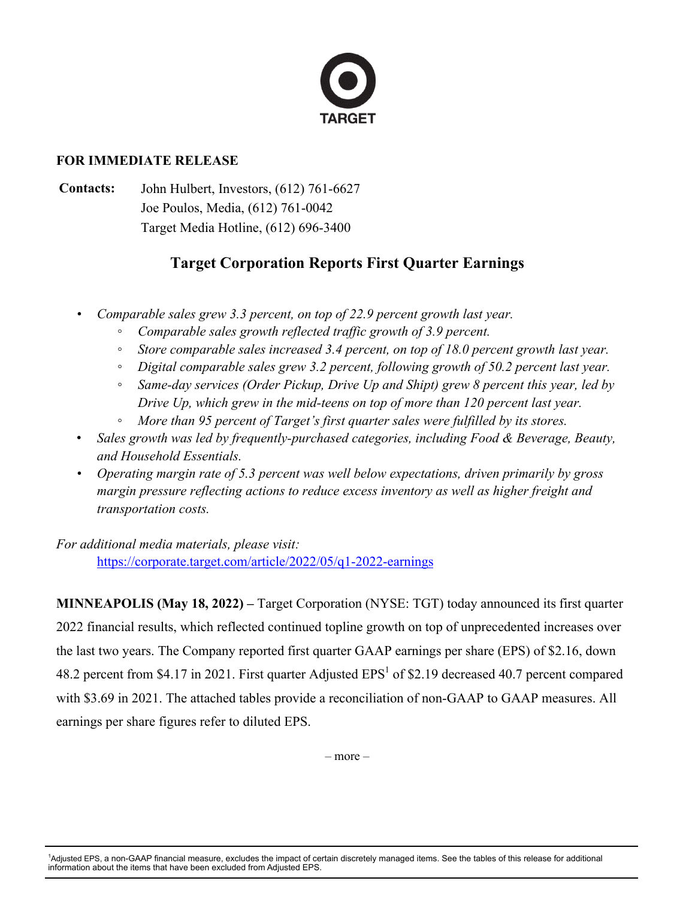TARGET

**FOR IMMEDIATE RELEASE**

**Contacts:** John Hulbert, Investors, (612) 761-6627
Joe Poulos, Media, (612) 761-0042
Target Media Hotline, (612) 696-3400

# Target Corporation Reports First Quarter Earnings

- *Comparable sales grew 3.3 percent, on top of 22.9 percent growth last year.*
    - *Comparable sales growth reflected traffic growth of 3.9 percent.*
    - *Store comparable sales increased 3.4 percent, on top of 18.0 percent growth last year.*
    - *Digital comparable sales grew 3.2 percent, following growth of 50.2 percent last year.*
    - *Same-day services (Order Pickup, Drive Up and Shipt) grew 8 percent this year, led by Drive Up, which grew in the mid-teens on top of more than 120 percent last year.*
    - *More than 95 percent of Target's first quarter sales were fulfilled by its stores.*
- *Sales growth was led by frequently-purchased categories, including Food & Beverage, Beauty, and Household Essentials.*
- *Operating margin rate of 5.3 percent was well below expectations, driven primarily by gross margin pressure reflecting actions to reduce excess inventory as well as higher freight and transportation costs.*

*For additional media materials, please visit:*
https://corporate.target.com/article/2022/05/q1-2022-earnings

**MINNEAPOLIS (May 18, 2022) –** Target Corporation (NYSE: TGT) today announced its first quarter 2022 financial results, which reflected continued topline growth on top of unprecedented increases over the last two years. The Company reported first quarter GAAP earnings per share (EPS) of $2.16, down 48.2 percent from $4.17 in 2021. First quarter Adjusted EPS[1] of $2.19 decreased 40.7 percent compared with $3.69 in 2021. The attached tables provide a reconciliation of non-GAAP to GAAP measures. All earnings per share figures refer to diluted EPS.

– more –

[1]Adjusted EPS, a non-GAAP financial measure, excludes the impact of certain discretely managed items. See the tables of this release for additional information about the items that have been excluded from Adjusted EPS.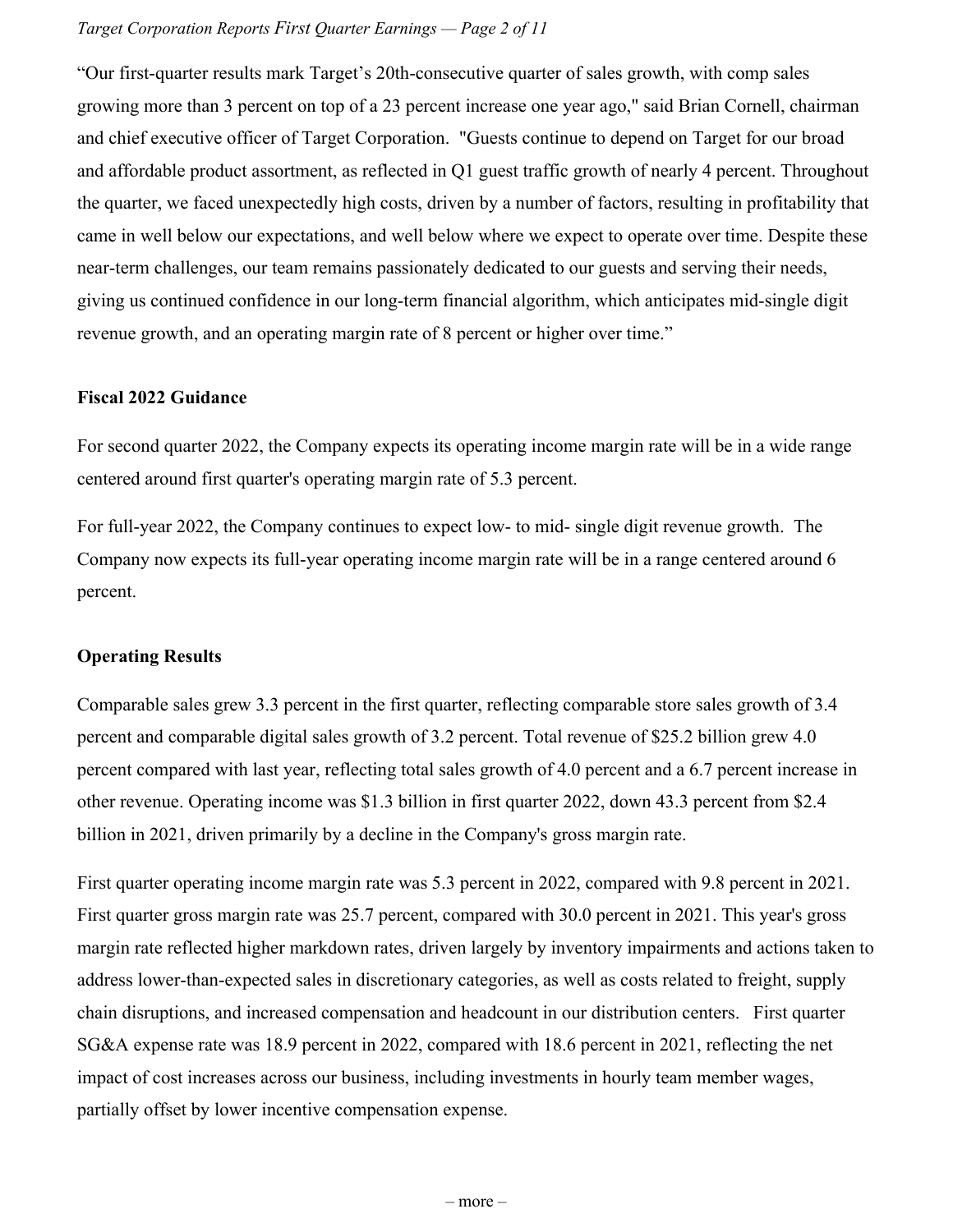"Our first-quarter results mark Target's 20th-consecutive quarter of sales growth, with comp sales growing more than 3 percent on top of a 23 percent increase one year ago," said Brian Cornell, chairman and chief executive officer of Target Corporation. "Guests continue to depend on Target for our broad and affordable product assortment, as reflected in Q1 guest traffic growth of nearly 4 percent. Throughout the quarter, we faced unexpectedly high costs, driven by a number of factors, resulting in profitability that came in well below our expectations, and well below where we expect to operate over time. Despite these near-term challenges, our team remains passionately dedicated to our guests and serving their needs, giving us continued confidence in our long-term financial algorithm, which anticipates mid-single digit revenue growth, and an operating margin rate of 8 percent or higher over time."

**Fiscal 2022 Guidance**

For second quarter 2022, the Company expects its operating income margin rate will be in a wide range centered around first quarter's operating margin rate of 5.3 percent.

For full-year 2022, the Company continues to expect low- to mid- single digit revenue growth. The Company now expects its full-year operating income margin rate will be in a range centered around 6 percent.

**Operating Results**

Comparable sales grew 3.3 percent in the first quarter, reflecting comparable store sales growth of 3.4 percent and comparable digital sales growth of 3.2 percent. Total revenue of $25.2 billion grew 4.0 percent compared with last year, reflecting total sales growth of 4.0 percent and a 6.7 percent increase in other revenue. Operating income was $1.3 billion in first quarter 2022, down 43.3 percent from $2.4 billion in 2021, driven primarily by a decline in the Company's gross margin rate.

First quarter operating income margin rate was 5.3 percent in 2022, compared with 9.8 percent in 2021. First quarter gross margin rate was 25.7 percent, compared with 30.0 percent in 2021. This year's gross margin rate reflected higher markdown rates, driven largely by inventory impairments and actions taken to address lower-than-expected sales in discretionary categories, as well as costs related to freight, supply chain disruptions, and increased compensation and headcount in our distribution centers. First quarter SG&A expense rate was 18.9 percent in 2022, compared with 18.6 percent in 2021, reflecting the net impact of cost increases across our business, including investments in hourly team member wages, partially offset by lower incentive compensation expense.

– more –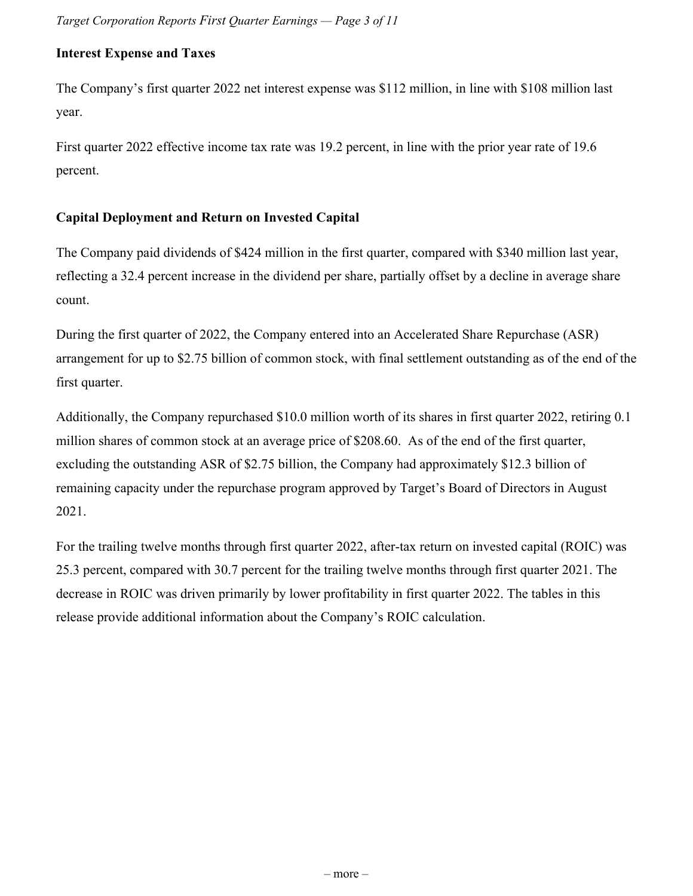## Interest Expense and Taxes

The Company's first quarter 2022 net interest expense was $112 million, in line with $108 million last year.

First quarter 2022 effective income tax rate was 19.2 percent, in line with the prior year rate of 19.6 percent.

## Capital Deployment and Return on Invested Capital

The Company paid dividends of $424 million in the first quarter, compared with $340 million last year, reflecting a 32.4 percent increase in the dividend per share, partially offset by a decline in average share count.

During the first quarter of 2022, the Company entered into an Accelerated Share Repurchase (ASR) arrangement for up to $2.75 billion of common stock, with final settlement outstanding as of the end of the first quarter.

Additionally, the Company repurchased $10.0 million worth of its shares in first quarter 2022, retiring 0.1 million shares of common stock at an average price of $208.60. As of the end of the first quarter, excluding the outstanding ASR of $2.75 billion, the Company had approximately $12.3 billion of remaining capacity under the repurchase program approved by Target's Board of Directors in August 2021.

For the trailing twelve months through first quarter 2022, after-tax return on invested capital (ROIC) was 25.3 percent, compared with 30.7 percent for the trailing twelve months through first quarter 2021. The decrease in ROIC was driven primarily by lower profitability in first quarter 2022. The tables in this release provide additional information about the Company's ROIC calculation.

– more –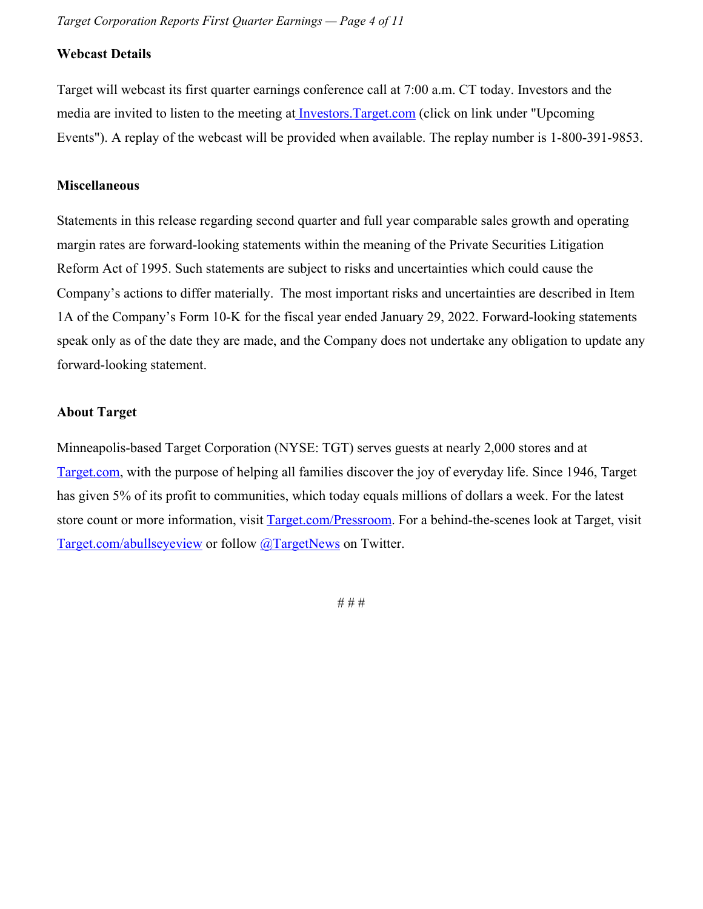**Webcast Details**

Target will webcast its first quarter earnings conference call at 7:00 a.m. CT today. Investors and the media are invited to listen to the meeting at Investors.Target.com (click on link under "Upcoming Events"). A replay of the webcast will be provided when available. The replay number is 1-800-391-9853.

**Miscellaneous**

Statements in this release regarding second quarter and full year comparable sales growth and operating margin rates are forward-looking statements within the meaning of the Private Securities Litigation Reform Act of 1995. Such statements are subject to risks and uncertainties which could cause the Company's actions to differ materially. The most important risks and uncertainties are described in Item 1A of the Company's Form 10-K for the fiscal year ended January 29, 2022. Forward-looking statements speak only as of the date they are made, and the Company does not undertake any obligation to update any forward-looking statement.

**About Target**

Minneapolis-based Target Corporation (NYSE: TGT) serves guests at nearly 2,000 stores and at Target.com, with the purpose of helping all families discover the joy of everyday life. Since 1946, Target has given 5% of its profit to communities, which today equals millions of dollars a week. For the latest store count or more information, visit Target.com/Pressroom. For a behind-the-scenes look at Target, visit Target.com/abullseyeview or follow @TargetNews on Twitter.

# # #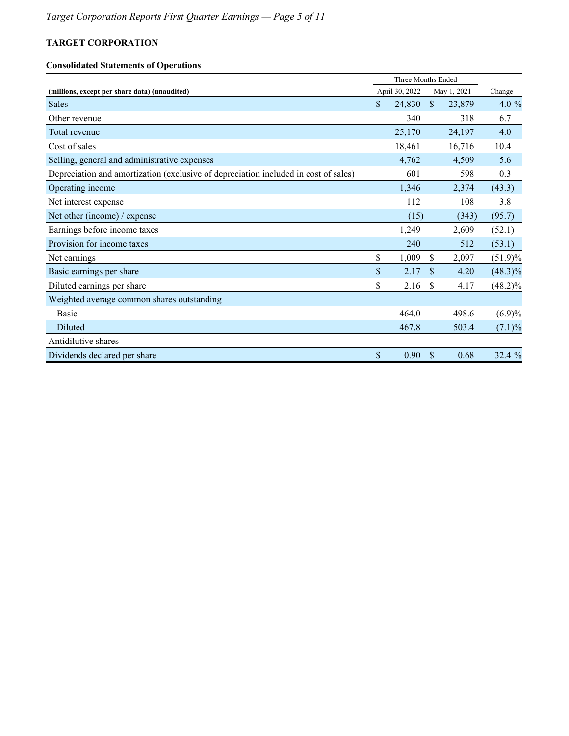**TARGET CORPORATION**

**Consolidated Statements of Operations**

| (millions, except per share data) (unaudited) | Three Months Ended April 30, 2022 | Three Months Ended May 1, 2021 | Change |
|---|---|---|---|
| Sales | $ 24,830 | $ 23,879 | 4.0 % |
| Other revenue | 340 | 318 | 6.7 |
| Total revenue | 25,170 | 24,197 | 4.0 |
| Cost of sales | 18,461 | 16,716 | 10.4 |
| Selling, general and administrative expenses | 4,762 | 4,509 | 5.6 |
| Depreciation and amortization (exclusive of depreciation included in cost of sales) | 601 | 598 | 0.3 |
| Operating income | 1,346 | 2,374 | (43.3) |
| Net interest expense | 112 | 108 | 3.8 |
| Net other (income) / expense | (15) | (343) | (95.7) |
| Earnings before income taxes | 1,249 | 2,609 | (52.1) |
| Provision for income taxes | 240 | 512 | (53.1) |
| Net earnings | $ 1,009 | $ 2,097 | (51.9)% |
| Basic earnings per share | $ 2.17 | $ 4.20 | (48.3)% |
| Diluted earnings per share | $ 2.16 | $ 4.17 | (48.2)% |
| Weighted average common shares outstanding | | | |
| Basic | 464.0 | 498.6 | (6.9)% |
| Diluted | 467.8 | 503.4 | (7.1)% |
| Antidilutive shares | — | — | |
| Dividends declared per share | $ 0.90 | $ 0.68 | 32.4 % |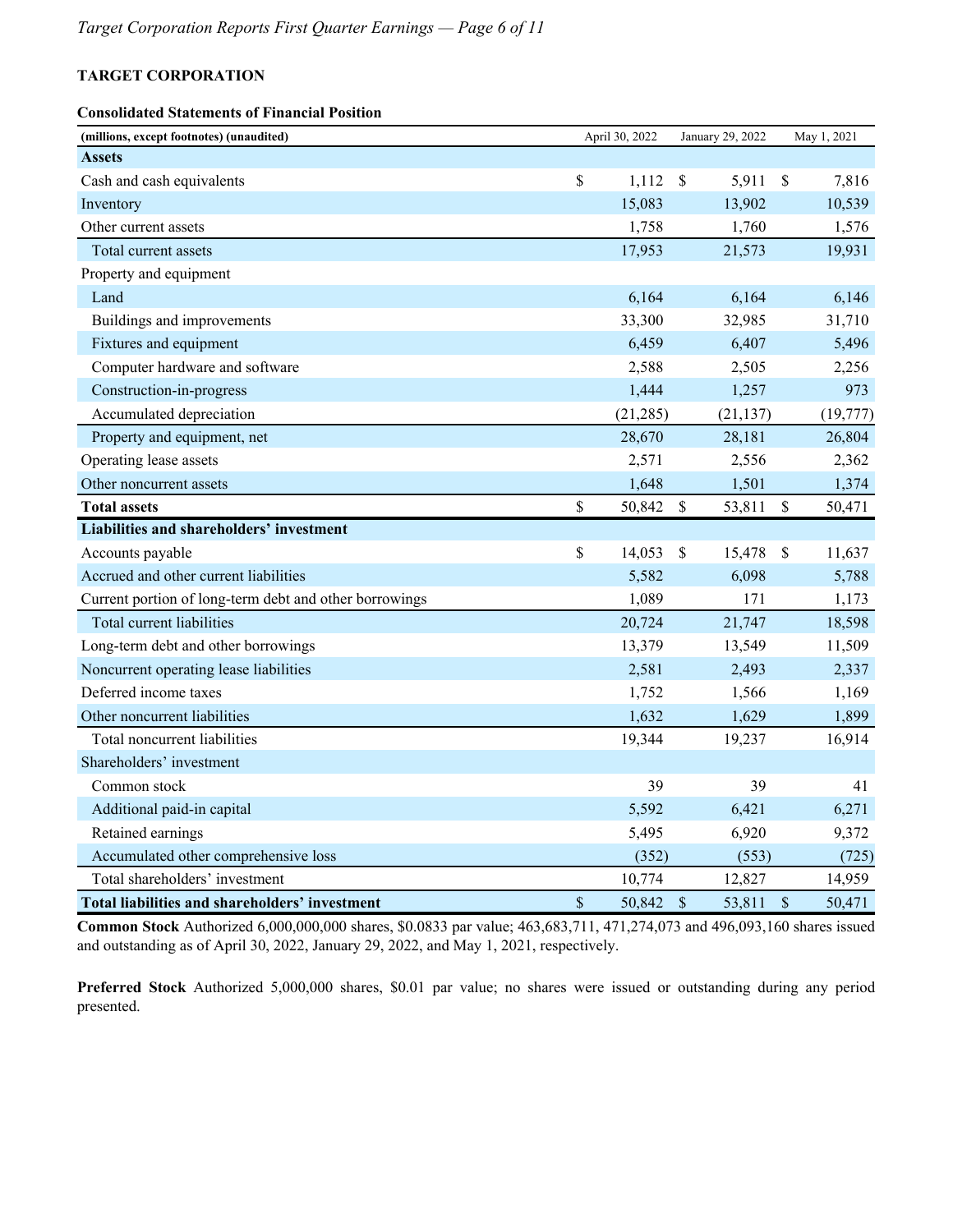**TARGET CORPORATION**

**Consolidated Statements of Financial Position**

| (millions, except footnotes) (unaudited) | April 30, 2022 | January 29, 2022 | May 1, 2021 |
|---|---|---|---|
| **Assets** | | | |
| Cash and cash equivalents | $ 1,112 | $ 5,911 | $ 7,816 |
| Inventory | 15,083 | 13,902 | 10,539 |
| Other current assets | 1,758 | 1,760 | 1,576 |
| Total current assets | 17,953 | 21,573 | 19,931 |
| Property and equipment | | | |
| Land | 6,164 | 6,164 | 6,146 |
| Buildings and improvements | 33,300 | 32,985 | 31,710 |
| Fixtures and equipment | 6,459 | 6,407 | 5,496 |
| Computer hardware and software | 2,588 | 2,505 | 2,256 |
| Construction-in-progress | 1,444 | 1,257 | 973 |
| Accumulated depreciation | (21,285) | (21,137) | (19,777) |
| Property and equipment, net | 28,670 | 28,181 | 26,804 |
| Operating lease assets | 2,571 | 2,556 | 2,362 |
| Other noncurrent assets | 1,648 | 1,501 | 1,374 |
| **Total assets** | $ 50,842 | $ 53,811 | $ 50,471 |
| **Liabilities and shareholders' investment** | | | |
| Accounts payable | $ 14,053 | $ 15,478 | $ 11,637 |
| Accrued and other current liabilities | 5,582 | 6,098 | 5,788 |
| Current portion of long-term debt and other borrowings | 1,089 | 171 | 1,173 |
| Total current liabilities | 20,724 | 21,747 | 18,598 |
| Long-term debt and other borrowings | 13,379 | 13,549 | 11,509 |
| Noncurrent operating lease liabilities | 2,581 | 2,493 | 2,337 |
| Deferred income taxes | 1,752 | 1,566 | 1,169 |
| Other noncurrent liabilities | 1,632 | 1,629 | 1,899 |
| Total noncurrent liabilities | 19,344 | 19,237 | 16,914 |
| Shareholders' investment | | | |
| Common stock | 39 | 39 | 41 |
| Additional paid-in capital | 5,592 | 6,421 | 6,271 |
| Retained earnings | 5,495 | 6,920 | 9,372 |
| Accumulated other comprehensive loss | (352) | (553) | (725) |
| Total shareholders' investment | 10,774 | 12,827 | 14,959 |
| **Total liabilities and shareholders' investment** | $ 50,842 | $ 53,811 | $ 50,471 |

**Common Stock** Authorized 6,000,000,000 shares, $0.0833 par value; 463,683,711, 471,274,073 and 496,093,160 shares issued and outstanding as of April 30, 2022, January 29, 2022, and May 1, 2021, respectively.

**Preferred Stock** Authorized 5,000,000 shares, $0.01 par value; no shares were issued or outstanding during any period presented.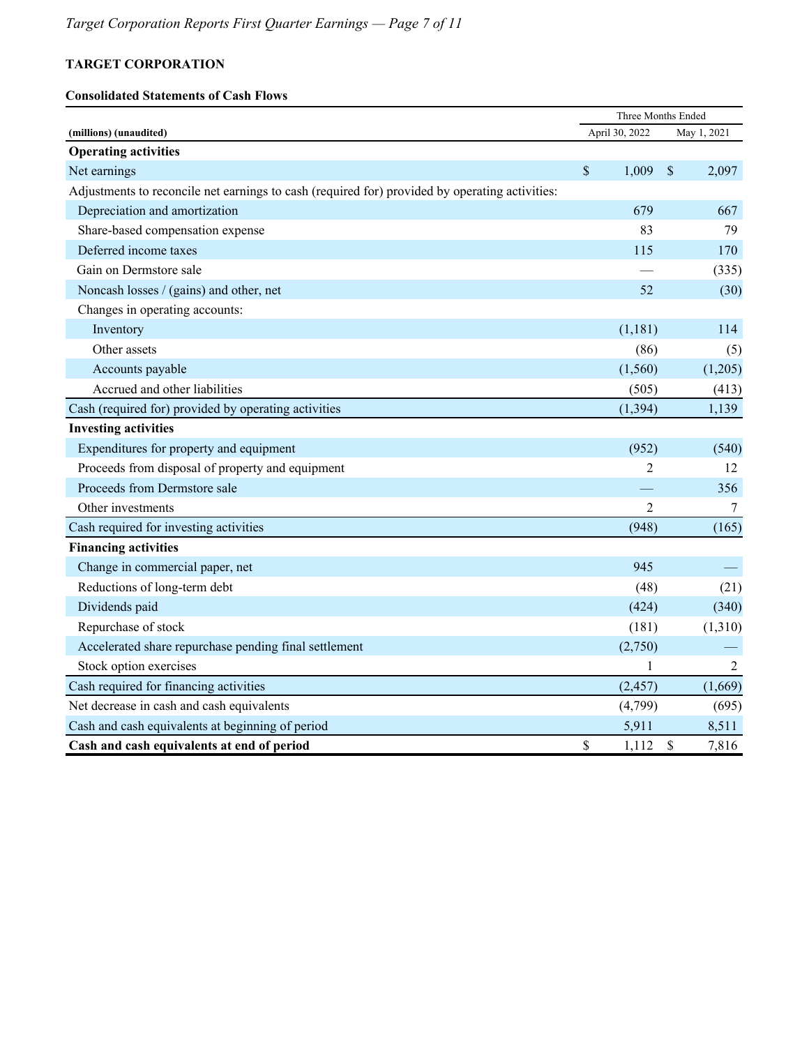**TARGET CORPORATION**

**Consolidated Statements of Cash Flows**

| (millions) (unaudited) | Three Months Ended April 30, 2022 | Three Months Ended May 1, 2021 |
|---|---|---|
| **Operating activities** | | |
| Net earnings | $ 1,009 | $ 2,097 |
| Adjustments to reconcile net earnings to cash (required for) provided by operating activities: | | |
| Depreciation and amortization | 679 | 667 |
| Share-based compensation expense | 83 | 79 |
| Deferred income taxes | 115 | 170 |
| Gain on Dermstore sale | — | (335) |
| Noncash losses / (gains) and other, net | 52 | (30) |
| Changes in operating accounts: | | |
| Inventory | (1,181) | 114 |
| Other assets | (86) | (5) |
| Accounts payable | (1,560) | (1,205) |
| Accrued and other liabilities | (505) | (413) |
| Cash (required for) provided by operating activities | (1,394) | 1,139 |
| **Investing activities** | | |
| Expenditures for property and equipment | (952) | (540) |
| Proceeds from disposal of property and equipment | 2 | 12 |
| Proceeds from Dermstore sale | — | 356 |
| Other investments | 2 | 7 |
| Cash required for investing activities | (948) | (165) |
| **Financing activities** | | |
| Change in commercial paper, net | 945 | — |
| Reductions of long-term debt | (48) | (21) |
| Dividends paid | (424) | (340) |
| Repurchase of stock | (181) | (1,310) |
| Accelerated share repurchase pending final settlement | (2,750) | — |
| Stock option exercises | 1 | 2 |
| Cash required for financing activities | (2,457) | (1,669) |
| Net decrease in cash and cash equivalents | (4,799) | (695) |
| Cash and cash equivalents at beginning of period | 5,911 | 8,511 |
| **Cash and cash equivalents at end of period** | **$ 1,112** | **$ 7,816** |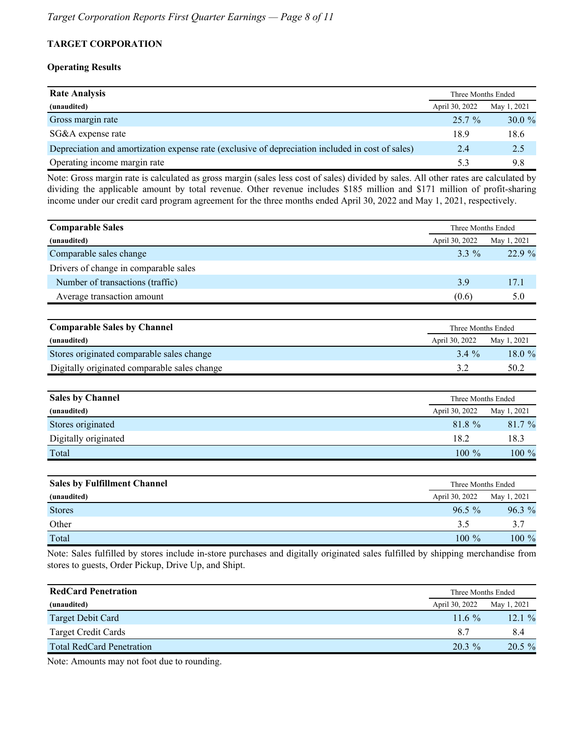## TARGET CORPORATION

### Operating Results

| Rate Analysis | Three Months Ended | |
|---|---|---|
| (unaudited) | April 30, 2022 | May 1, 2021 |
| Gross margin rate | 25.7 % | 30.0 % |
| SG&A expense rate | 18.9 | 18.6 |
| Depreciation and amortization expense rate (exclusive of depreciation included in cost of sales) | 2.4 | 2.5 |
| Operating income margin rate | 5.3 | 9.8 |

Note: Gross margin rate is calculated as gross margin (sales less cost of sales) divided by sales. All other rates are calculated by dividing the applicable amount by total revenue. Other revenue includes $185 million and $171 million of profit-sharing income under our credit card program agreement for the three months ended April 30, 2022 and May 1, 2021, respectively.

| Comparable Sales | Three Months Ended | |
|---|---|---|
| (unaudited) | April 30, 2022 | May 1, 2021 |
| Comparable sales change | 3.3 % | 22.9 % |
| Drivers of change in comparable sales | | |
| Number of transactions (traffic) | 3.9 | 17.1 |
| Average transaction amount | (0.6) | 5.0 |

| Comparable Sales by Channel | Three Months Ended | |
|---|---|---|
| (unaudited) | April 30, 2022 | May 1, 2021 |
| Stores originated comparable sales change | 3.4 % | 18.0 % |
| Digitally originated comparable sales change | 3.2 | 50.2 |

| Sales by Channel | Three Months Ended | |
|---|---|---|
| (unaudited) | April 30, 2022 | May 1, 2021 |
| Stores originated | 81.8 % | 81.7 % |
| Digitally originated | 18.2 | 18.3 |
| Total | 100 % | 100 % |

| Sales by Fulfillment Channel | Three Months Ended | |
|---|---|---|
| (unaudited) | April 30, 2022 | May 1, 2021 |
| Stores | 96.5 % | 96.3 % |
| Other | 3.5 | 3.7 |
| Total | 100 % | 100 % |

Note: Sales fulfilled by stores include in-store purchases and digitally originated sales fulfilled by shipping merchandise from stores to guests, Order Pickup, Drive Up, and Shipt.

| RedCard Penetration | Three Months Ended | |
|---|---|---|
| (unaudited) | April 30, 2022 | May 1, 2021 |
| Target Debit Card | 11.6 % | 12.1 % |
| Target Credit Cards | 8.7 | 8.4 |
| Total RedCard Penetration | 20.3 % | 20.5 % |

Note: Amounts may not foot due to rounding.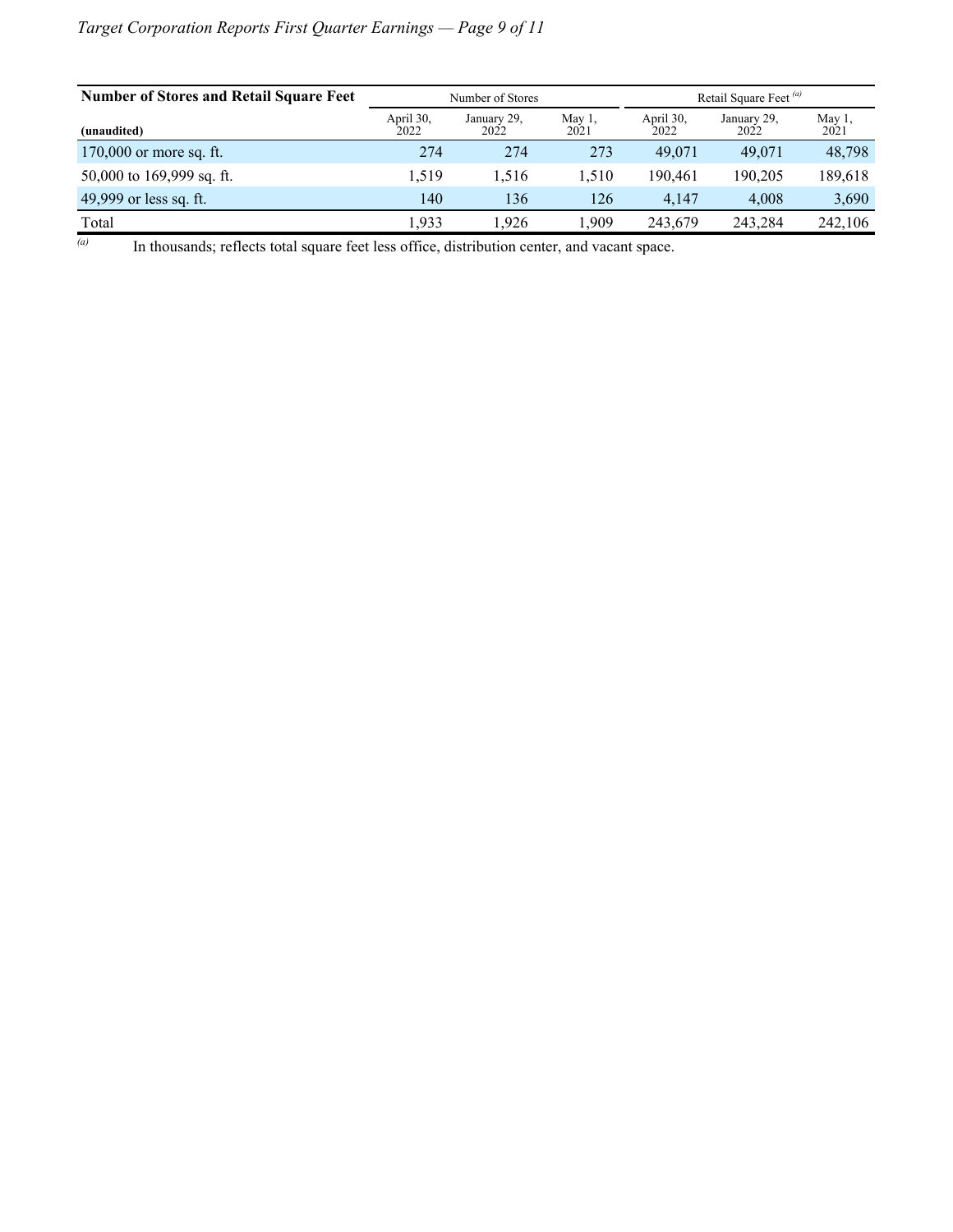| **Number of Stores and Retail Square Feet** | Number of Stores | | | Retail Square Feet [(a)] | | |
|---|---|---|---|---|---|---|
| **(unaudited)** | April 30, 2022 | January 29, 2022 | May 1, 2021 | April 30, 2022 | January 29, 2022 | May 1, 2021 |
| 170,000 or more sq. ft. | 274 | 274 | 273 | 49,071 | 49,071 | 48,798 |
| 50,000 to 169,999 sq. ft. | 1,519 | 1,516 | 1,510 | 190,461 | 190,205 | 189,618 |
| 49,999 or less sq. ft. | 140 | 136 | 126 | 4,147 | 4,008 | 3,690 |
| Total | 1,933 | 1,926 | 1,909 | 243,679 | 243,284 | 242,106 |

(a) In thousands; reflects total square feet less office, distribution center, and vacant space.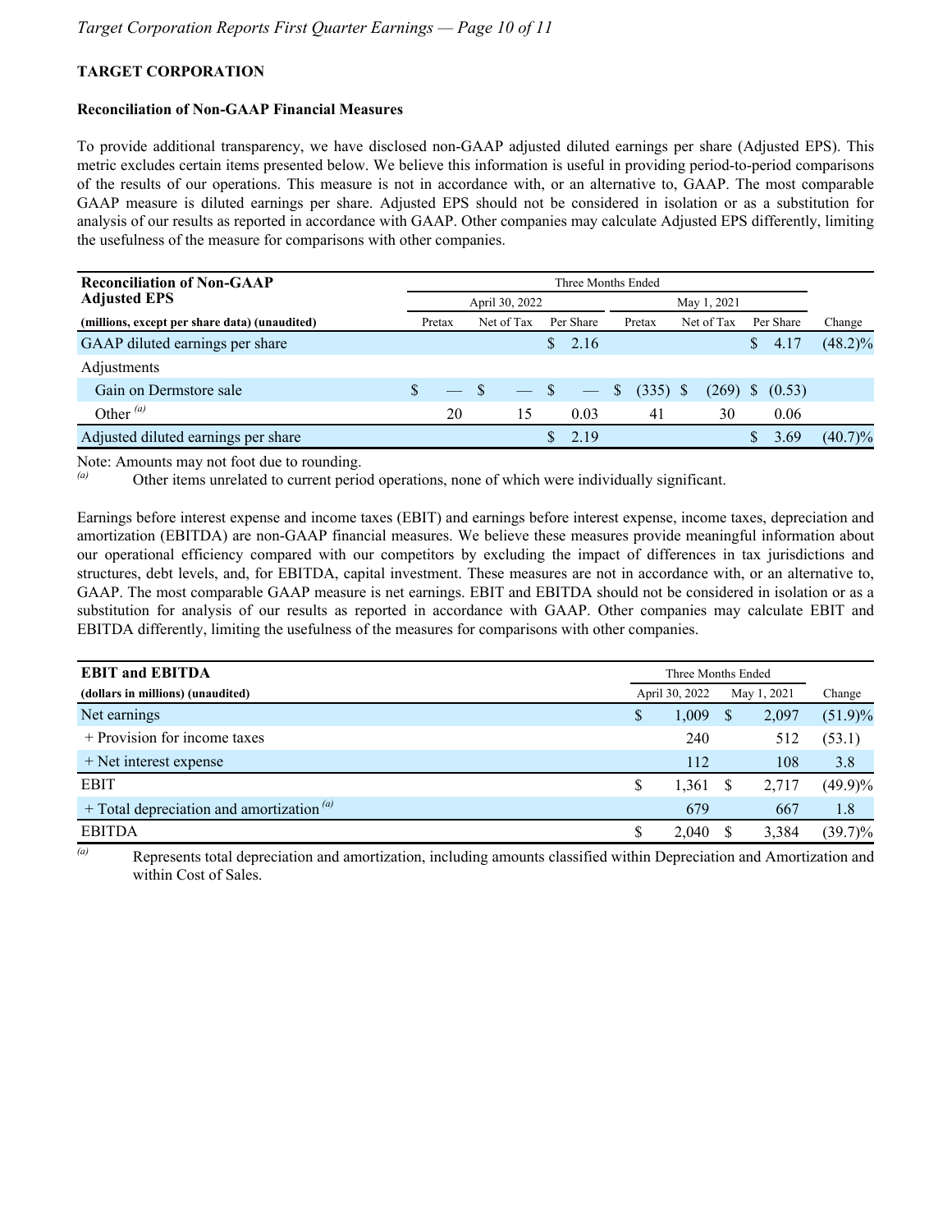**TARGET CORPORATION**

**Reconciliation of Non-GAAP Financial Measures**

To provide additional transparency, we have disclosed non-GAAP adjusted diluted earnings per share (Adjusted EPS). This metric excludes certain items presented below. We believe this information is useful in providing period-to-period comparisons of the results of our operations. This measure is not in accordance with, or an alternative to, GAAP. The most comparable GAAP measure is diluted earnings per share. Adjusted EPS should not be considered in isolation or as a substitution for analysis of our results as reported in accordance with GAAP. Other companies may calculate Adjusted EPS differently, limiting the usefulness of the measure for comparisons with other companies.

| **Reconciliation of Non-GAAP Adjusted EPS** | Three Months Ended | | | | | | |
|---|---|---|---|---|---|---|---|
| | April 30, 2022 | | | May 1, 2021 | | | |
| **(millions, except per share data) (unaudited)** | Pretax | Net of Tax | Per Share | Pretax | Net of Tax | Per Share | Change |
| GAAP diluted earnings per share | | | $ 2.16 | | | $ 4.17 | (48.2)% |
| Adjustments | | | | | | | |
| Gain on Dermstore sale | $ — | $ — | $ — | $ (335) | $ (269) | $ (0.53) | |
| Other [(a)] | 20 | 15 | 0.03 | 41 | 30 | 0.06 | |
| Adjusted diluted earnings per share | | | $ 2.19 | | | $ 3.69 | (40.7)% |

Note: Amounts may not foot due to rounding.

(a) Other items unrelated to current period operations, none of which were individually significant.

Earnings before interest expense and income taxes (EBIT) and earnings before interest expense, income taxes, depreciation and amortization (EBITDA) are non-GAAP financial measures. We believe these measures provide meaningful information about our operational efficiency compared with our competitors by excluding the impact of differences in tax jurisdictions and structures, debt levels, and, for EBITDA, capital investment. These measures are not in accordance with, or an alternative to, GAAP. The most comparable GAAP measure is net earnings. EBIT and EBITDA should not be considered in isolation or as a substitution for analysis of our results as reported in accordance with GAAP. Other companies may calculate EBIT and EBITDA differently, limiting the usefulness of the measures for comparisons with other companies.

| **EBIT and EBITDA** | Three Months Ended | | |
|---|---|---|---|
| **(dollars in millions) (unaudited)** | April 30, 2022 | May 1, 2021 | Change |
| Net earnings | $ 1,009 | $ 2,097 | (51.9)% |
| + Provision for income taxes | 240 | 512 | (53.1) |
| + Net interest expense | 112 | 108 | 3.8 |
| EBIT | $ 1,361 | $ 2,717 | (49.9)% |
| + Total depreciation and amortization [(a)] | 679 | 667 | 1.8 |
| EBITDA | $ 2,040 | $ 3,384 | (39.7)% |

(a) Represents total depreciation and amortization, including amounts classified within Depreciation and Amortization and within Cost of Sales.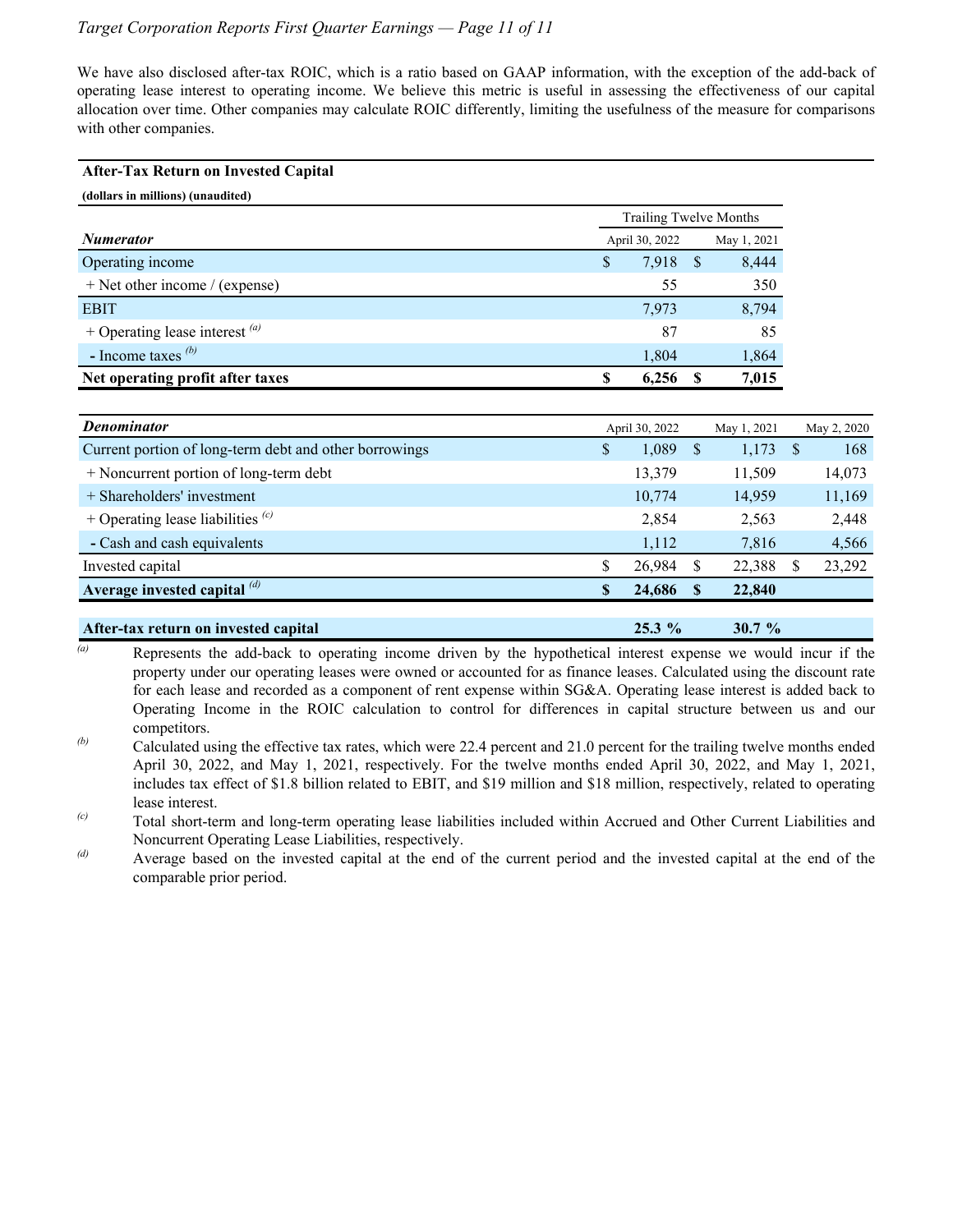We have also disclosed after-tax ROIC, which is a ratio based on GAAP information, with the exception of the add-back of operating lease interest to operating income. We believe this metric is useful in assessing the effectiveness of our capital allocation over time. Other companies may calculate ROIC differently, limiting the usefulness of the measure for comparisons with other companies.

**After-Tax Return on Invested Capital**

**(dollars in millions) (unaudited)**

| | Trailing Twelve Months | |
|---|---|---|
| ***Numerator*** | April 30, 2022 | May 1, 2021 |
| Operating income | $ 7,918 | $ 8,444 |
| + Net other income / (expense) | 55 | 350 |
| EBIT | 7,973 | 8,794 |
| + Operating lease interest [(a)] | 87 | 85 |
| **-** Income taxes [(b)] | 1,804 | 1,864 |
| **Net operating profit after taxes** | **$ 6,256** | **$ 7,015** |

| ***Denominator*** | April 30, 2022 | May 1, 2021 | May 2, 2020 |
|---|---|---|---|
| Current portion of long-term debt and other borrowings | $ 1,089 | $ 1,173 | $ 168 |
| + Noncurrent portion of long-term debt | 13,379 | 11,509 | 14,073 |
| + Shareholders' investment | 10,774 | 14,959 | 11,169 |
| + Operating lease liabilities [(c)] | 2,854 | 2,563 | 2,448 |
| **-** Cash and cash equivalents | 1,112 | 7,816 | 4,566 |
| Invested capital | $ 26,984 | $ 22,388 | $ 23,292 |
| **Average invested capital** [(d)] | **$ 24,686** | **$ 22,840** | |
| | | | |
| **After-tax return on invested capital** | **25.3 %** | **30.7 %** | |

(a) Represents the add-back to operating income driven by the hypothetical interest expense we would incur if the property under our operating leases were owned or accounted for as finance leases. Calculated using the discount rate for each lease and recorded as a component of rent expense within SG&A. Operating lease interest is added back to Operating Income in the ROIC calculation to control for differences in capital structure between us and our competitors.

(b) Calculated using the effective tax rates, which were 22.4 percent and 21.0 percent for the trailing twelve months ended April 30, 2022, and May 1, 2021, respectively. For the twelve months ended April 30, 2022, and May 1, 2021, includes tax effect of $1.8 billion related to EBIT, and $19 million and $18 million, respectively, related to operating lease interest.

(c) Total short-term and long-term operating lease liabilities included within Accrued and Other Current Liabilities and Noncurrent Operating Lease Liabilities, respectively.

(d) Average based on the invested capital at the end of the current period and the invested capital at the end of the comparable prior period.